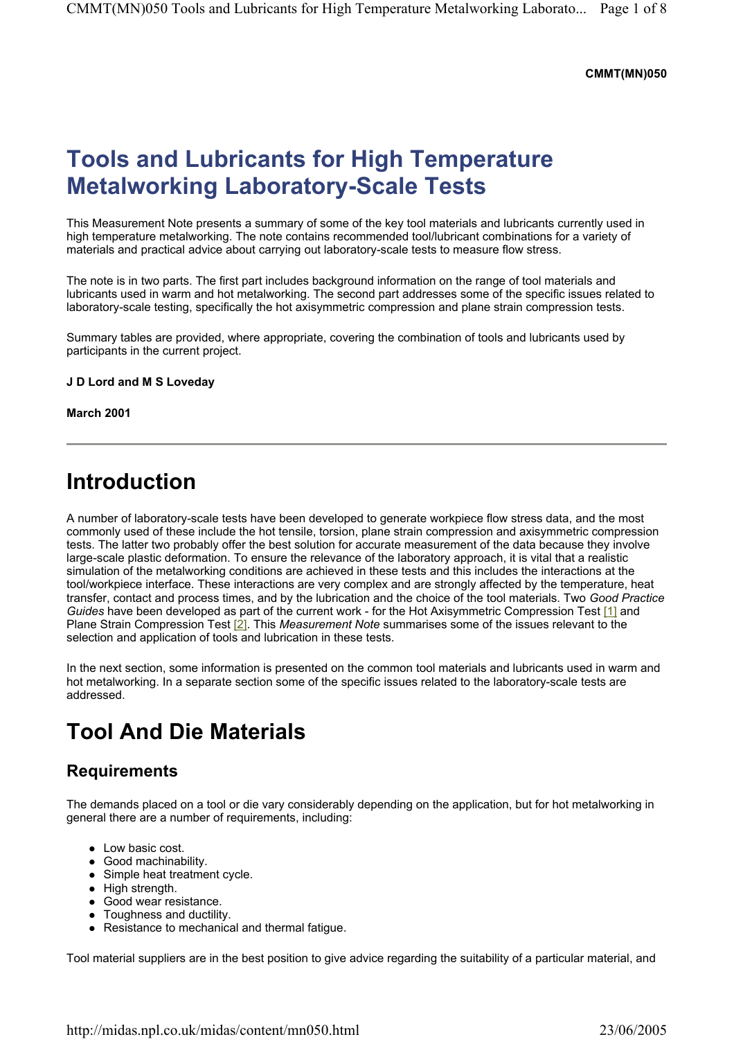**CMMT(MN)050**

# Tools and Lubricants for High Temperature Metalworking Laboratory-Scale Tests

This Measurement Note presents a summary of some of the key tool materials and lubricants currently used in high temperature metalworking. The note contains recommended tool/lubricant combinations for a variety of materials and practical advice about carrying out laboratory-scale tests to measure flow stress.

The note is in two parts. The first part includes background information on the range of tool materials and lubricants used in warm and hot metalworking. The second part addresses some of the specific issues related to laboratory-scale testing, specifically the hot axisymmetric compression and plane strain compression tests.

Summary tables are provided, where appropriate, covering the combination of tools and lubricants used by participants in the current project.

**J D Lord and M S Loveday**

**March 2001**

---

# Introduction

A number of laboratory-scale tests have been developed to generate workpiece flow stress data, and the most commonly used of these include the hot tensile, torsion, plane strain compression and axisymmetric compression tests. The latter two probably offer the best solution for accurate measurement of the data because they involve large-scale plastic deformation. To ensure the relevance of the laboratory approach, it is vital that a realistic simulation of the metalworking conditions are achieved in these tests and this includes the interactions at the tool/workpiece interface. These interactions are very complex and are strongly affected by the temperature, heat transfer, contact and process times, and by the lubrication and the choice of the tool materials. Two *Good Practice Guides* have been developed as part of the current work - for the Hot Axisymmetric Compression Test [1] and Plane Strain Compression Test [2]. This *Measurement Note* summarises some of the issues relevant to the selection and application of tools and lubrication in these tests.

In the next section, some information is presented on the common tool materials and lubricants used in warm and hot metalworking. In a separate section some of the specific issues related to the laboratory-scale tests are addressed.

# Tool And Die Materials

## Requirements

The demands placed on a tool or die vary considerably depending on the application, but for hot metalworking in general there are a number of requirements, including:

- Low basic cost.
- Good machinability.
- Simple heat treatment cycle.
- High strength.
- Good wear resistance.
- Toughness and ductility.
- Resistance to mechanical and thermal fatigue.

Tool material suppliers are in the best position to give advice regarding the suitability of a particular material, and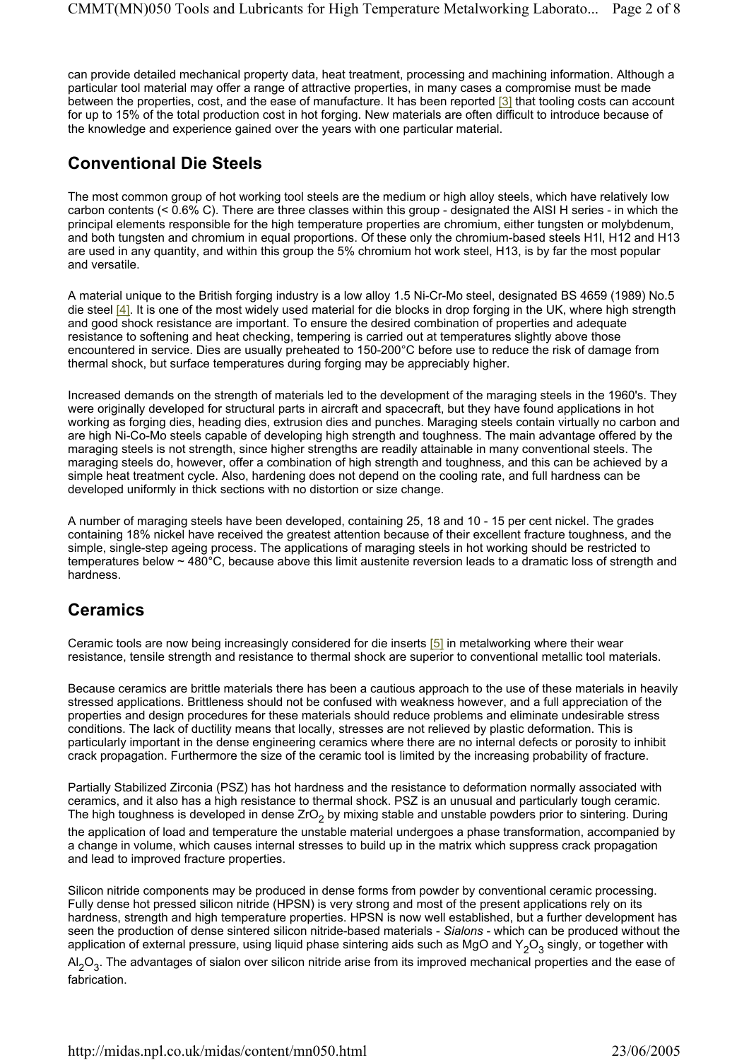can provide detailed mechanical property data, heat treatment, processing and machining information. Although a particular tool material may offer a range of attractive properties, in many cases a compromise must be made between the properties, cost, and the ease of manufacture. It has been reported [3] that tooling costs can account for up to 15% of the total production cost in hot forging. New materials are often difficult to introduce because of the knowledge and experience gained over the years with one particular material.

## Conventional Die Steels

The most common group of hot working tool steels are the medium or high alloy steels, which have relatively low carbon contents (< 0.6% C). There are three classes within this group - designated the AISI H series - in which the principal elements responsible for the high temperature properties are chromium, either tungsten or molybdenum, and both tungsten and chromium in equal proportions. Of these only the chromium-based steels H1l, H12 and H13 are used in any quantity, and within this group the 5% chromium hot work steel, H13, is by far the most popular and versatile.

A material unique to the British forging industry is a low alloy 1.5 Ni-Cr-Mo steel, designated BS 4659 (1989) No.5 die steel [4]. It is one of the most widely used material for die blocks in drop forging in the UK, where high strength and good shock resistance are important. To ensure the desired combination of properties and adequate resistance to softening and heat checking, tempering is carried out at temperatures slightly above those encountered in service. Dies are usually preheated to 150-200°C before use to reduce the risk of damage from thermal shock, but surface temperatures during forging may be appreciably higher.

Increased demands on the strength of materials led to the development of the maraging steels in the 1960's. They were originally developed for structural parts in aircraft and spacecraft, but they have found applications in hot working as forging dies, heading dies, extrusion dies and punches. Maraging steels contain virtually no carbon and are high Ni-Co-Mo steels capable of developing high strength and toughness. The main advantage offered by the maraging steels is not strength, since higher strengths are readily attainable in many conventional steels. The maraging steels do, however, offer a combination of high strength and toughness, and this can be achieved by a simple heat treatment cycle. Also, hardening does not depend on the cooling rate, and full hardness can be developed uniformly in thick sections with no distortion or size change.

A number of maraging steels have been developed, containing 25, 18 and 10 - 15 per cent nickel. The grades containing 18% nickel have received the greatest attention because of their excellent fracture toughness, and the simple, single-step ageing process. The applications of maraging steels in hot working should be restricted to temperatures below ~ 480°C, because above this limit austenite reversion leads to a dramatic loss of strength and hardness.

## Ceramics

Ceramic tools are now being increasingly considered for die inserts [5] in metalworking where their wear resistance, tensile strength and resistance to thermal shock are superior to conventional metallic tool materials.

Because ceramics are brittle materials there has been a cautious approach to the use of these materials in heavily stressed applications. Brittleness should not be confused with weakness however, and a full appreciation of the properties and design procedures for these materials should reduce problems and eliminate undesirable stress conditions. The lack of ductility means that locally, stresses are not relieved by plastic deformation. This is particularly important in the dense engineering ceramics where there are no internal defects or porosity to inhibit crack propagation. Furthermore the size of the ceramic tool is limited by the increasing probability of fracture.

Partially Stabilized Zirconia (PSZ) has hot hardness and the resistance to deformation normally associated with ceramics, and it also has a high resistance to thermal shock. PSZ is an unusual and particularly tough ceramic. The high toughness is developed in dense $ZrO_2$ by mixing stable and unstable powders prior to sintering. During the application of load and temperature the unstable material undergoes a phase transformation, accompanied by a change in volume, which causes internal stresses to build up in the matrix which suppress crack propagation and lead to improved fracture properties.

Silicon nitride components may be produced in dense forms from powder by conventional ceramic processing. Fully dense hot pressed silicon nitride (HPSN) is very strong and most of the present applications rely on its hardness, strength and high temperature properties. HPSN is now well established, but a further development has seen the production of dense sintered silicon nitride-based materials - *Sialons* - which can be produced without the application of external pressure, using liquid phase sintering aids such as MgO and $Y_2O_3$ singly, or together with $Al_2O_3$. The advantages of sialon over silicon nitride arise from its improved mechanical properties and the ease of fabrication.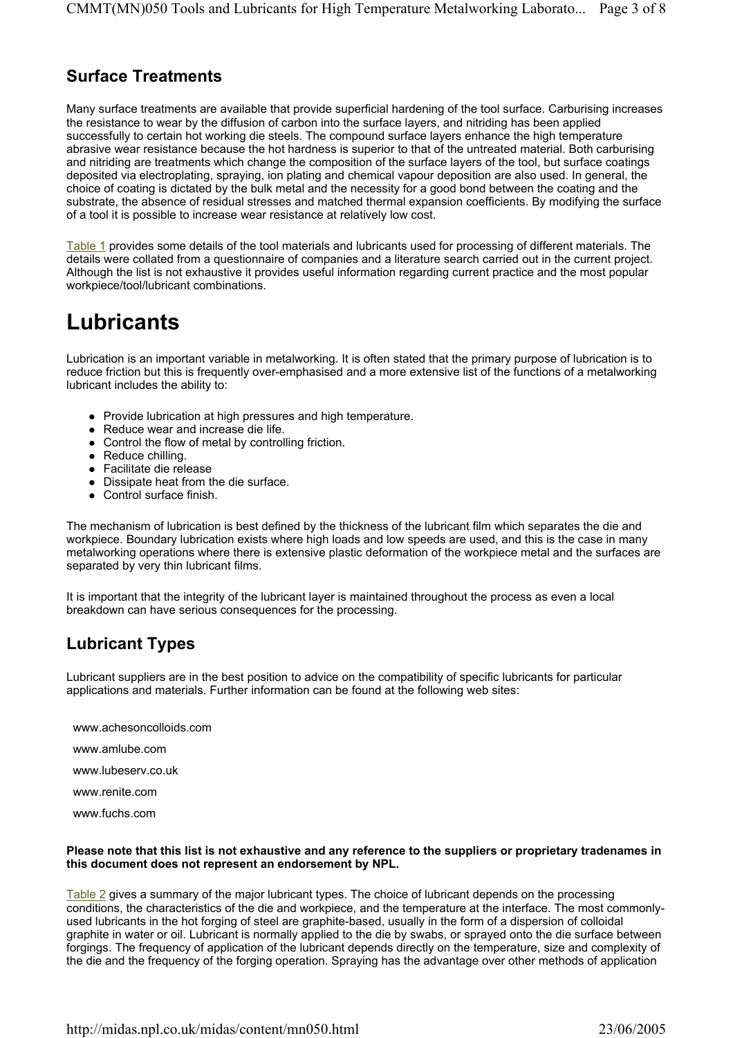## Surface Treatments

Many surface treatments are available that provide superficial hardening of the tool surface. Carburising increases the resistance to wear by the diffusion of carbon into the surface layers, and nitriding has been applied successfully to certain hot working die steels. The compound surface layers enhance the high temperature abrasive wear resistance because the hot hardness is superior to that of the untreated material. Both carburising and nitriding are treatments which change the composition of the surface layers of the tool, but surface coatings deposited via electroplating, spraying, ion plating and chemical vapour deposition are also used. In general, the choice of coating is dictated by the bulk metal and the necessity for a good bond between the coating and the substrate, the absence of residual stresses and matched thermal expansion coefficients. By modifying the surface of a tool it is possible to increase wear resistance at relatively low cost.

Table 1 provides some details of the tool materials and lubricants used for processing of different materials. The details were collated from a questionnaire of companies and a literature search carried out in the current project. Although the list is not exhaustive it provides useful information regarding current practice and the most popular workpiece/tool/lubricant combinations.

# Lubricants

Lubrication is an important variable in metalworking. It is often stated that the primary purpose of lubrication is to reduce friction but this is frequently over-emphasised and a more extensive list of the functions of a metalworking lubricant includes the ability to:

- Provide lubrication at high pressures and high temperature.
- Reduce wear and increase die life.
- Control the flow of metal by controlling friction.
- Reduce chilling.
- Facilitate die release
- Dissipate heat from the die surface.
- Control surface finish.

The mechanism of lubrication is best defined by the thickness of the lubricant film which separates the die and workpiece. Boundary lubrication exists where high loads and low speeds are used, and this is the case in many metalworking operations where there is extensive plastic deformation of the workpiece metal and the surfaces are separated by very thin lubricant films.

It is important that the integrity of the lubricant layer is maintained throughout the process as even a local breakdown can have serious consequences for the processing.

## Lubricant Types

Lubricant suppliers are in the best position to advice on the compatibility of specific lubricants for particular applications and materials. Further information can be found at the following web sites:

www.achesoncolloids.com

www.amlube.com

www.lubeserv.co.uk

www.renite.com

www.fuchs.com

**Please note that this list is not exhaustive and any reference to the suppliers or proprietary tradenames in this document does not represent an endorsement by NPL.**

Table 2 gives a summary of the major lubricant types. The choice of lubricant depends on the processing conditions, the characteristics of the die and workpiece, and the temperature at the interface. The most commonly-used lubricants in the hot forging of steel are graphite-based, usually in the form of a dispersion of colloidal graphite in water or oil. Lubricant is normally applied to the die by swabs, or sprayed onto the die surface between forgings. The frequency of application of the lubricant depends directly on the temperature, size and complexity of the die and the frequency of the forging operation. Spraying has the advantage over other methods of application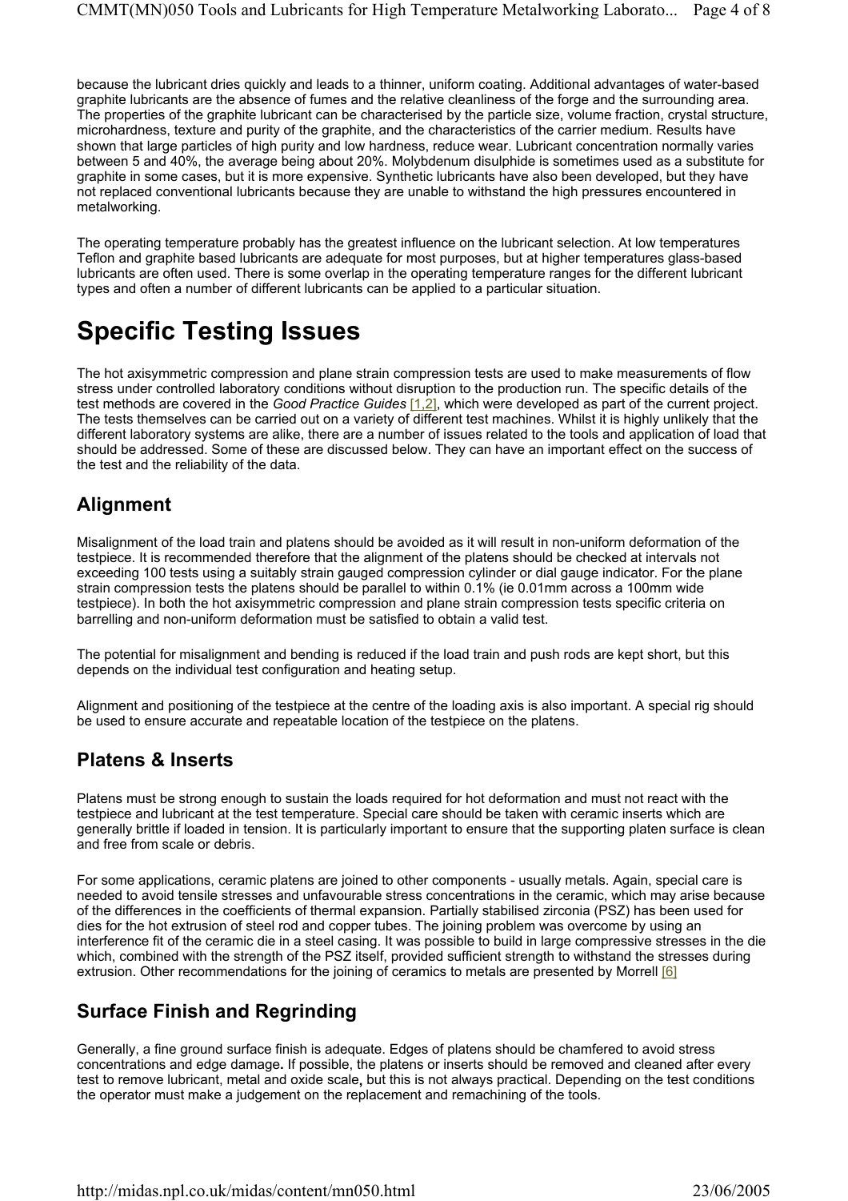because the lubricant dries quickly and leads to a thinner, uniform coating. Additional advantages of water-based graphite lubricants are the absence of fumes and the relative cleanliness of the forge and the surrounding area. The properties of the graphite lubricant can be characterised by the particle size, volume fraction, crystal structure, microhardness, texture and purity of the graphite, and the characteristics of the carrier medium. Results have shown that large particles of high purity and low hardness, reduce wear. Lubricant concentration normally varies between 5 and 40%, the average being about 20%. Molybdenum disulphide is sometimes used as a substitute for graphite in some cases, but it is more expensive. Synthetic lubricants have also been developed, but they have not replaced conventional lubricants because they are unable to withstand the high pressures encountered in metalworking.

The operating temperature probably has the greatest influence on the lubricant selection. At low temperatures Teflon and graphite based lubricants are adequate for most purposes, but at higher temperatures glass-based lubricants are often used. There is some overlap in the operating temperature ranges for the different lubricant types and often a number of different lubricants can be applied to a particular situation.

# Specific Testing Issues

The hot axisymmetric compression and plane strain compression tests are used to make measurements of flow stress under controlled laboratory conditions without disruption to the production run. The specific details of the test methods are covered in the *Good Practice Guides* [1,2], which were developed as part of the current project. The tests themselves can be carried out on a variety of different test machines. Whilst it is highly unlikely that the different laboratory systems are alike, there are a number of issues related to the tools and application of load that should be addressed. Some of these are discussed below. They can have an important effect on the success of the test and the reliability of the data.

## Alignment

Misalignment of the load train and platens should be avoided as it will result in non-uniform deformation of the testpiece. It is recommended therefore that the alignment of the platens should be checked at intervals not exceeding 100 tests using a suitably strain gauged compression cylinder or dial gauge indicator. For the plane strain compression tests the platens should be parallel to within 0.1% (ie 0.01mm across a 100mm wide testpiece). In both the hot axisymmetric compression and plane strain compression tests specific criteria on barrelling and non-uniform deformation must be satisfied to obtain a valid test.

The potential for misalignment and bending is reduced if the load train and push rods are kept short, but this depends on the individual test configuration and heating setup.

Alignment and positioning of the testpiece at the centre of the loading axis is also important. A special rig should be used to ensure accurate and repeatable location of the testpiece on the platens.

## Platens & Inserts

Platens must be strong enough to sustain the loads required for hot deformation and must not react with the testpiece and lubricant at the test temperature. Special care should be taken with ceramic inserts which are generally brittle if loaded in tension. It is particularly important to ensure that the supporting platen surface is clean and free from scale or debris.

For some applications, ceramic platens are joined to other components - usually metals. Again, special care is needed to avoid tensile stresses and unfavourable stress concentrations in the ceramic, which may arise because of the differences in the coefficients of thermal expansion. Partially stabilised zirconia (PSZ) has been used for dies for the hot extrusion of steel rod and copper tubes. The joining problem was overcome by using an interference fit of the ceramic die in a steel casing. It was possible to build in large compressive stresses in the die which, combined with the strength of the PSZ itself, provided sufficient strength to withstand the stresses during extrusion. Other recommendations for the joining of ceramics to metals are presented by Morrell [6]

## Surface Finish and Regrinding

Generally, a fine ground surface finish is adequate. Edges of platens should be chamfered to avoid stress concentrations and edge damage. If possible, the platens or inserts should be removed and cleaned after every test to remove lubricant, metal and oxide scale, but this is not always practical. Depending on the test conditions the operator must make a judgement on the replacement and remachining of the tools.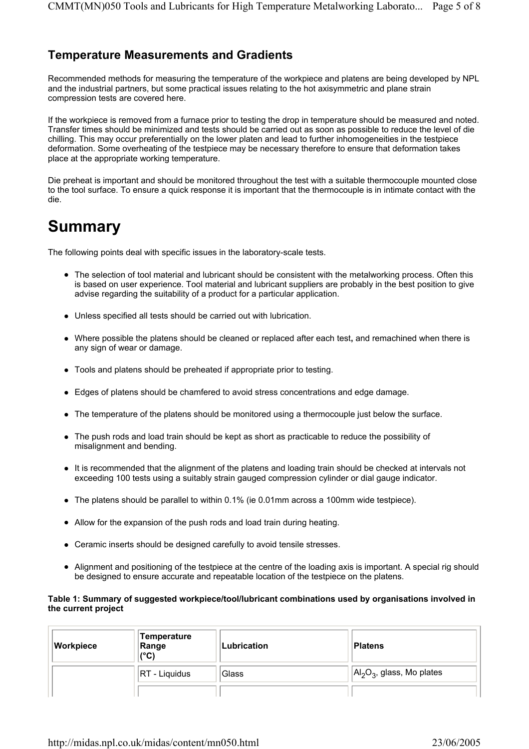### Temperature Measurements and Gradients

Recommended methods for measuring the temperature of the workpiece and platens are being developed by NPL and the industrial partners, but some practical issues relating to the hot axisymmetric and plane strain compression tests are covered here.

If the workpiece is removed from a furnace prior to testing the drop in temperature should be measured and noted. Transfer times should be minimized and tests should be carried out as soon as possible to reduce the level of die chilling. This may occur preferentially on the lower platen and lead to further inhomogeneities in the testpiece deformation. Some overheating of the testpiece may be necessary therefore to ensure that deformation takes place at the appropriate working temperature.

Die preheat is important and should be monitored throughout the test with a suitable thermocouple mounted close to the tool surface. To ensure a quick response it is important that the thermocouple is in intimate contact with the die.

# Summary

The following points deal with specific issues in the laboratory-scale tests.

- The selection of tool material and lubricant should be consistent with the metalworking process. Often this is based on user experience. Tool material and lubricant suppliers are probably in the best position to give advise regarding the suitability of a product for a particular application.
- Unless specified all tests should be carried out with lubrication.
- Where possible the platens should be cleaned or replaced after each test**,** and remachined when there is any sign of wear or damage.
- Tools and platens should be preheated if appropriate prior to testing.
- Edges of platens should be chamfered to avoid stress concentrations and edge damage.
- The temperature of the platens should be monitored using a thermocouple just below the surface.
- The push rods and load train should be kept as short as practicable to reduce the possibility of misalignment and bending.
- It is recommended that the alignment of the platens and loading train should be checked at intervals not exceeding 100 tests using a suitably strain gauged compression cylinder or dial gauge indicator.
- The platens should be parallel to within 0.1% (ie 0.01mm across a 100mm wide testpiece).
- Allow for the expansion of the push rods and load train during heating.
- Ceramic inserts should be designed carefully to avoid tensile stresses.
- Alignment and positioning of the testpiece at the centre of the loading axis is important. A special rig should be designed to ensure accurate and repeatable location of the testpiece on the platens.

**Table 1: Summary of suggested workpiece/tool/lubricant combinations used by organisations involved in the current project**

| Workpiece | Temperature Range (°C) | Lubrication | Platens |
|---|---|---|---|
| | RT - Liquidus | Glass | $Al_2O_3$, glass, Mo plates |
| | | | |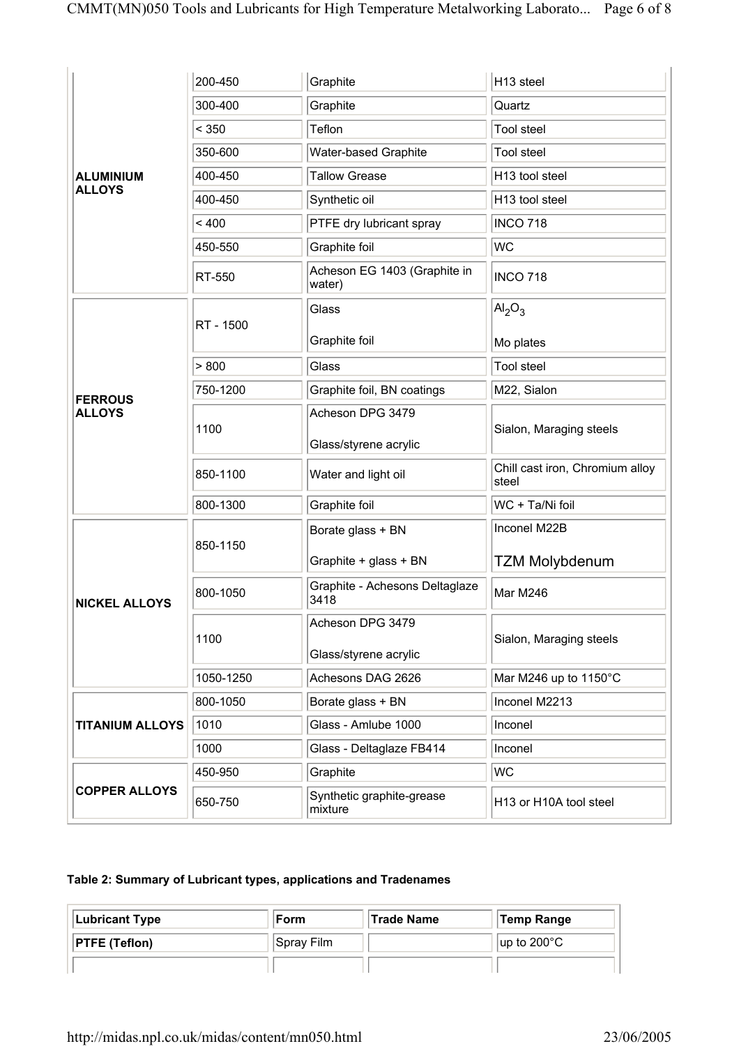| | | | |
|---|---|---|---|
| **ALUMINIUM ALLOYS** | 200-450 | Graphite | H13 steel |
| | 300-400 | Graphite | Quartz |
| | < 350 | Teflon | Tool steel |
| | 350-600 | Water-based Graphite | Tool steel |
| | 400-450 | Tallow Grease | H13 tool steel |
| | 400-450 | Synthetic oil | H13 tool steel |
| | < 400 | PTFE dry lubricant spray | INCO 718 |
| | 450-550 | Graphite foil | WC |
| | RT-550 | Acheson EG 1403 (Graphite in water) | INCO 718 |
| **FERROUS ALLOYS** | RT - 1500 | Glass<br><br>Graphite foil | $Al_2O_3$<br><br>Mo plates |
| | > 800 | Glass | Tool steel |
| | 750-1200 | Graphite foil, BN coatings | M22, Sialon |
| | 1100 | Acheson DPG 3479<br><br>Glass/styrene acrylic | Sialon, Maraging steels |
| | 850-1100 | Water and light oil | Chill cast iron, Chromium alloy steel |
| | 800-1300 | Graphite foil | WC + Ta/Ni foil |
| **NICKEL ALLOYS** | 850-1150 | Borate glass + BN<br><br>Graphite + glass + BN | Inconel M22B<br><br>TZM Molybdenum |
| | 800-1050 | Graphite - Achesons Deltaglaze 3418 | Mar M246 |
| | 1100 | Acheson DPG 3479<br><br>Glass/styrene acrylic | Sialon, Maraging steels |
| | 1050-1250 | Achesons DAG 2626 | Mar M246 up to 1150°C |
| **TITANIUM ALLOYS** | 800-1050 | Borate glass + BN | Inconel M2213 |
| | 1010 | Glass - Amlube 1000 | Inconel |
| | 1000 | Glass - Deltaglaze FB414 | Inconel |
| **COPPER ALLOYS** | 450-950 | Graphite | WC |
| | 650-750 | Synthetic graphite-grease mixture | H13 or H10A tool steel |

**Table 2: Summary of Lubricant types, applications and Tradenames**

| Lubricant Type | Form | Trade Name | Temp Range |
|---|---|---|---|
| **PTFE (Teflon)** | Spray Film | | up to 200°C |
| | | | |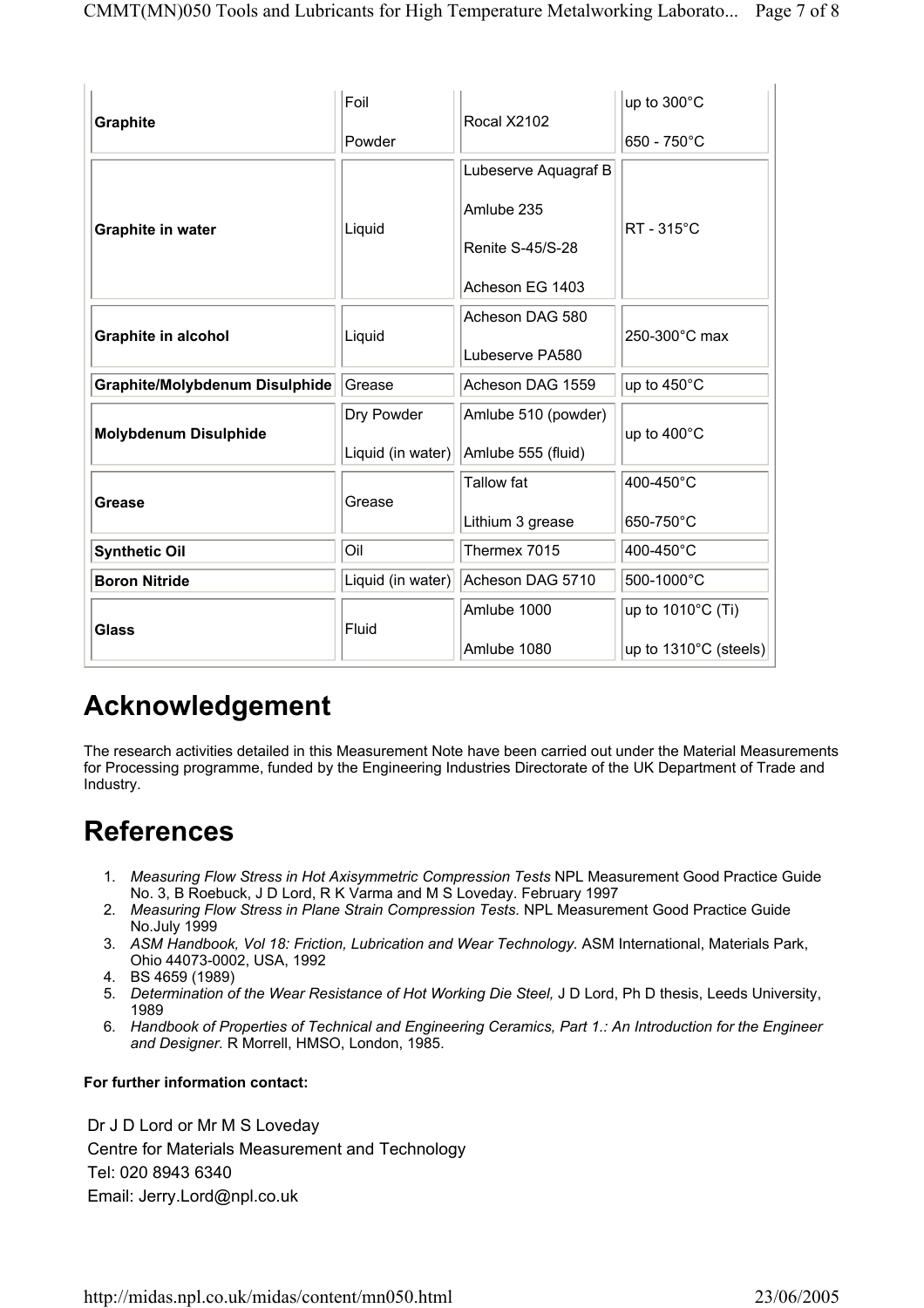| | | | |
|---|---|---|---|
| **Graphite** | Foil<br>Powder | Rocal X2102 | up to 300°C<br>650 - 750°C |
| **Graphite in water** | Liquid | Lubeserve Aquagraf B<br>Amlube 235<br>Renite S-45/S-28<br>Acheson EG 1403 | RT - 315°C |
| **Graphite in alcohol** | Liquid | Acheson DAG 580<br>Lubeserve PA580 | 250-300°C max |
| **Graphite/Molybdenum Disulphide** | Grease | Acheson DAG 1559 | up to 450°C |
| **Molybdenum Disulphide** | Dry Powder<br>Liquid (in water) | Amlube 510 (powder)<br>Amlube 555 (fluid) | up to 400°C |
| **Grease** | Grease | Tallow fat<br>Lithium 3 grease | 400-450°C<br>650-750°C |
| **Synthetic Oil** | Oil | Thermex 7015 | 400-450°C |
| **Boron Nitride** | Liquid (in water) | Acheson DAG 5710 | 500-1000°C |
| **Glass** | Fluid | Amlube 1000<br>Amlube 1080 | up to 1010°C (Ti)<br>up to 1310°C (steels) |

# Acknowledgement

The research activities detailed in this Measurement Note have been carried out under the Material Measurements for Processing programme, funded by the Engineering Industries Directorate of the UK Department of Trade and Industry.

# References

1. *Measuring Flow Stress in Hot Axisymmetric Compression Tests* NPL Measurement Good Practice Guide No. 3, B Roebuck, J D Lord, R K Varma and M S Loveday. February 1997
2. *Measuring Flow Stress in Plane Strain Compression Tests.* NPL Measurement Good Practice Guide No.July 1999
3. *ASM Handbook, Vol 18: Friction, Lubrication and Wear Technology.* ASM International, Materials Park, Ohio 44073-0002, USA, 1992
4. BS 4659 (1989)
5. *Determination of the Wear Resistance of Hot Working Die Steel,* J D Lord, Ph D thesis, Leeds University, 1989
6. *Handbook of Properties of Technical and Engineering Ceramics, Part 1.: An Introduction for the Engineer and Designer.* R Morrell, HMSO, London, 1985.

**For further information contact:**

Dr J D Lord or Mr M S Loveday
Centre for Materials Measurement and Technology
Tel: 020 8943 6340
Email: Jerry.Lord@npl.co.uk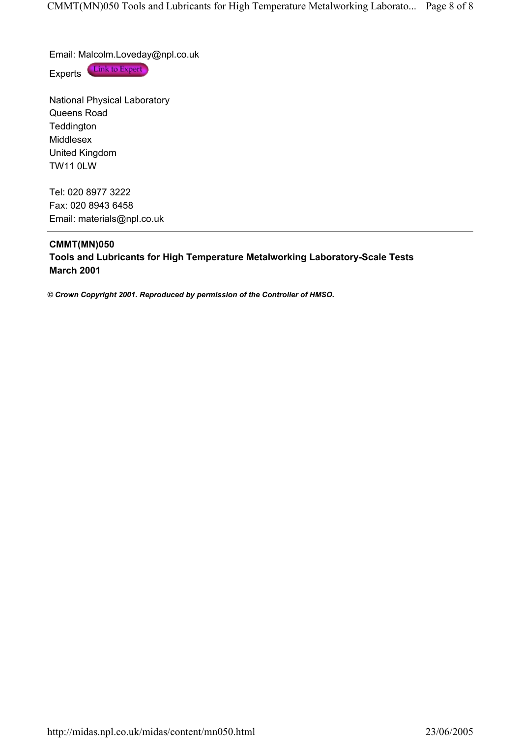Email: Malcolm.Loveday@npl.co.uk

Experts Link to Expert

National Physical Laboratory
Queens Road
Teddington
Middlesex
United Kingdom
TW11 0LW

Tel: 020 8977 3222
Fax: 020 8943 6458
Email: materials@npl.co.uk

---

**CMMT(MN)050**
**Tools and Lubricants for High Temperature Metalworking Laboratory-Scale Tests**
**March 2001**

***© Crown Copyright 2001. Reproduced by permission of the Controller of HMSO.***